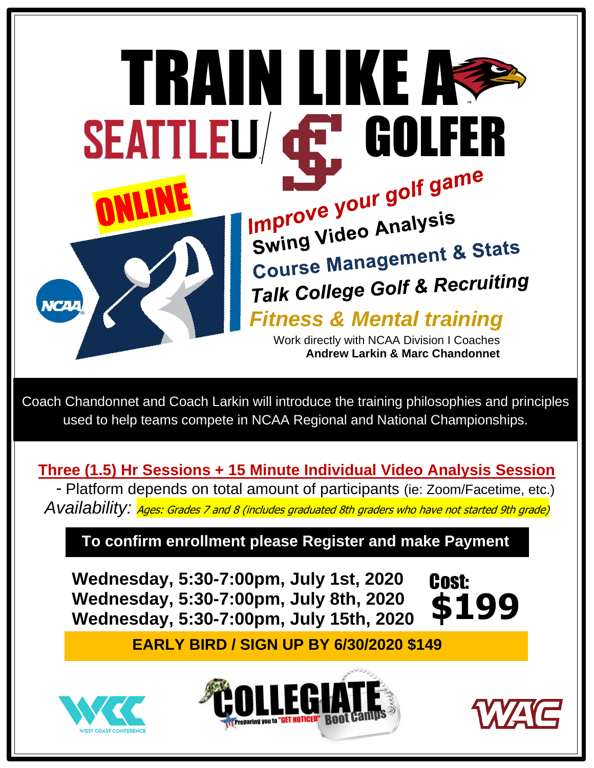# TRAIN LIKE A SEATTLEU GOLFER

**ONLINE**

*Improve your golf game*

**Swing Video Analysis**

**Course Management & Stats**

***Talk College Golf & Recruiting***

***Fitness & Mental training***

Work directly with NCAA Division I Coaches
**Andrew Larkin & Marc Chandonnet**

Coach Chandonnet and Coach Larkin will introduce the training philosophies and principles used to help teams compete in NCAA Regional and National Championships.

**Three (1.5) Hr Sessions + 15 Minute Individual Video Analysis Session**

- Platform depends on total amount of participants (ie: Zoom/Facetime, etc.)

*Availability:* *Ages: Grades 7 and 8 (includes graduated 8th graders who have not started 9th grade)*

**To confirm enrollment please Register and make Payment**

**Wednesday, 5:30-7:00pm, July 1st, 2020**
**Wednesday, 5:30-7:00pm, July 8th, 2020**
**Wednesday, 5:30-7:00pm, July 15th, 2020**

**Cost: $199**

**EARLY BIRD / SIGN UP BY 6/30/2020 $149**

WEST COAST CONFERENCE

COLLEGIATE Boot Camps — Preparing you to "GET NOTICED"

WAC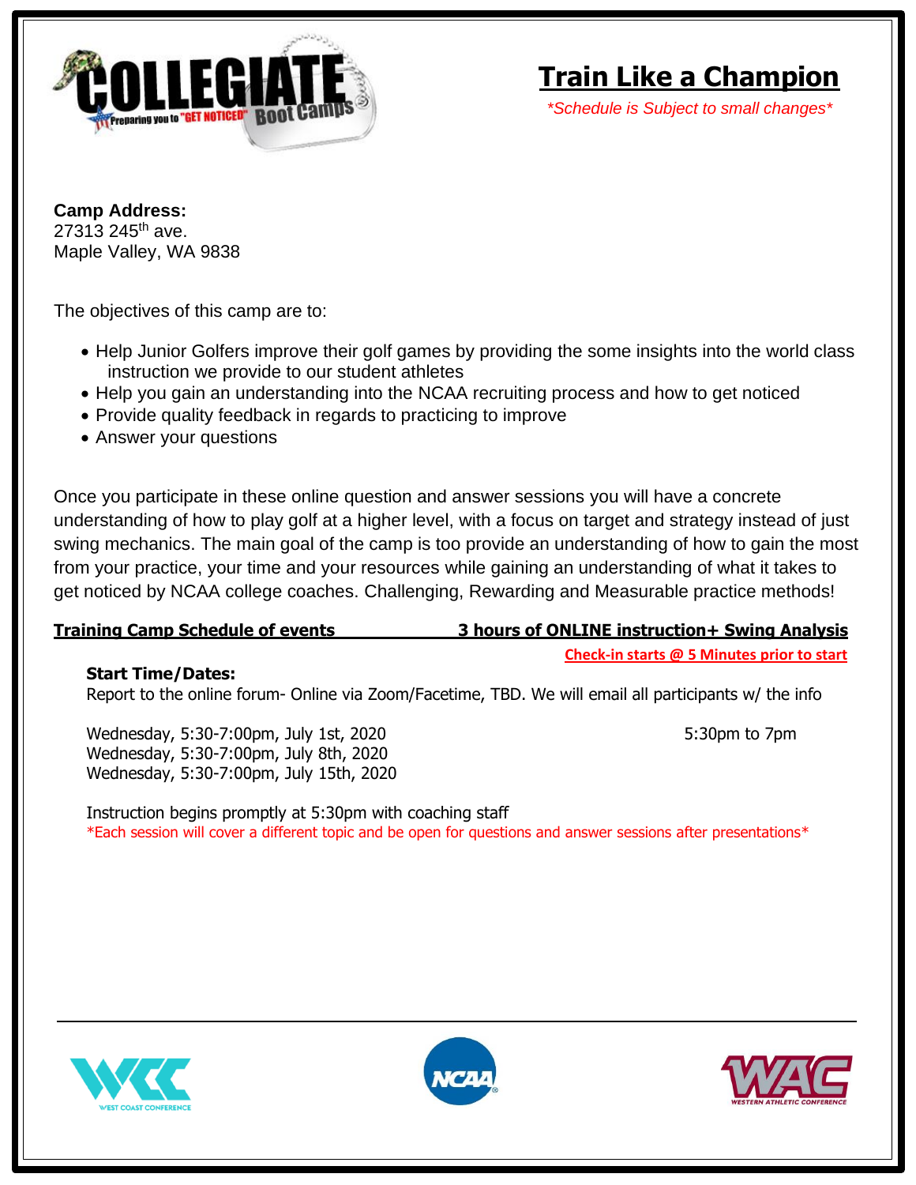# Train Like a Champion

*\*Schedule is Subject to small changes\**

**Camp Address:**
27313 245th ave.
Maple Valley, WA 9838

The objectives of this camp are to:

- Help Junior Golfers improve their golf games by providing the some insights into the world class instruction we provide to our student athletes
- Help you gain an understanding into the NCAA recruiting process and how to get noticed
- Provide quality feedback in regards to practicing to improve
- Answer your questions

Once you participate in these online question and answer sessions you will have a concrete understanding of how to play golf at a higher level, with a focus on target and strategy instead of just swing mechanics. The main goal of the camp is too provide an understanding of how to gain the most from your practice, your time and your resources while gaining an understanding of what it takes to get noticed by NCAA college coaches. Challenging, Rewarding and Measurable practice methods!

**Training Camp Schedule of events** **3 hours of ONLINE instruction+ Swing Analysis**

**Check-in starts @ 5 Minutes prior to start**

**Start Time/Dates:**
Report to the online forum- Online via Zoom/Facetime, TBD. We will email all participants w/ the info

Wednesday, 5:30-7:00pm, July 1st, 2020 5:30pm to 7pm
Wednesday, 5:30-7:00pm, July 8th, 2020
Wednesday, 5:30-7:00pm, July 15th, 2020

Instruction begins promptly at 5:30pm with coaching staff
*\*Each session will cover a different topic and be open for questions and answer sessions after presentations\**